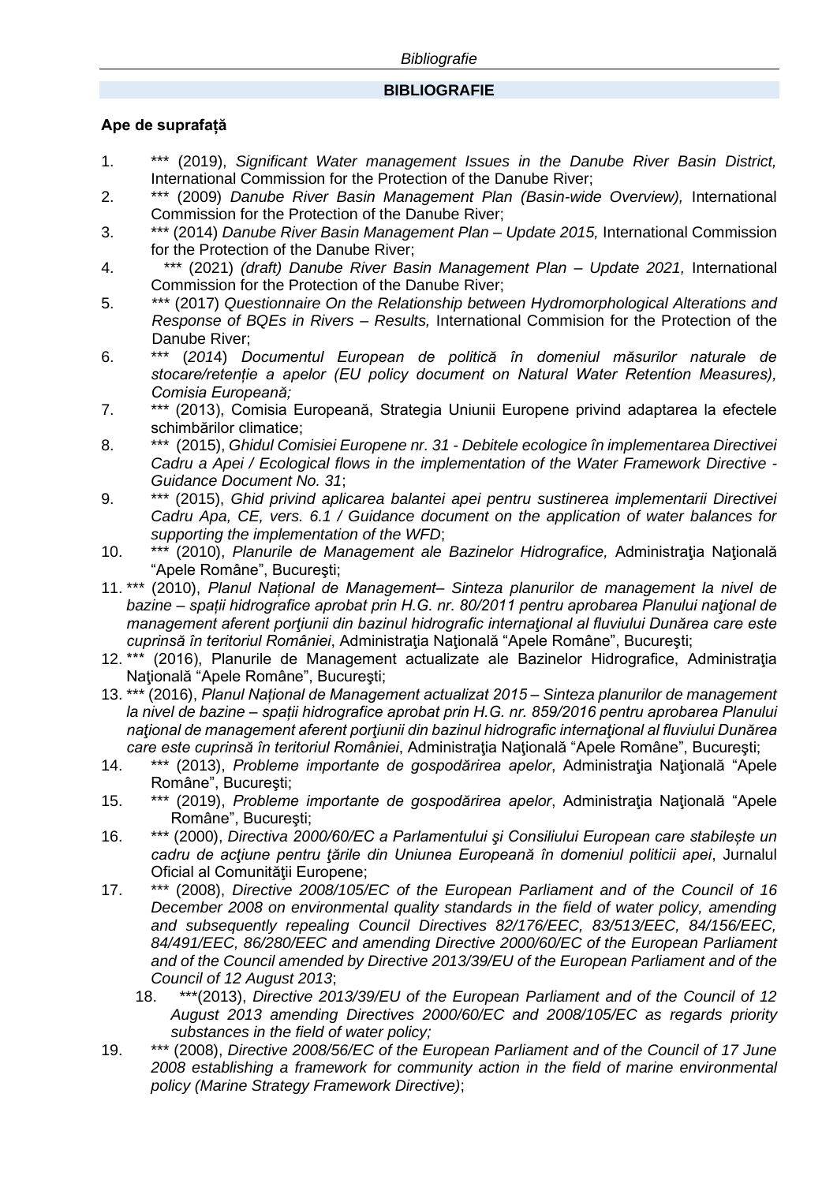# BIBLIOGRAFIE

## Ape de suprafață

1. *** (2019), *Significant Water management Issues in the Danube River Basin District,* International Commission for the Protection of the Danube River;
2. *** (2009) *Danube River Basin Management Plan (Basin-wide Overview),* International Commission for the Protection of the Danube River;
3. *** (2014) *Danube River Basin Management Plan – Update 2015,* International Commission for the Protection of the Danube River;
4. *** (2021) *(draft) Danube River Basin Management Plan – Update 2021,* International Commission for the Protection of the Danube River;
5. *** (2017) *Questionnaire On the Relationship between Hydromorphological Alterations and Response of BQEs in Rivers – Results,* International Commision for the Protection of the Danube River;
6. *** (*2014*) *Documentul European de politică în domeniul măsurilor naturale de stocare/retenție a apelor (EU policy document on Natural Water Retention Measures), Comisia Europeană;*
7. *** (2013), Comisia Europeană, Strategia Uniunii Europene privind adaptarea la efectele schimbărilor climatice;
8. *** (2015), *Ghidul Comisiei Europene nr. 31 - Debitele ecologice în implementarea Directivei Cadru a Apei / Ecological flows in the implementation of the Water Framework Directive - Guidance Document No. 31*;
9. *** (2015), *Ghid privind aplicarea balantei apei pentru sustinerea implementarii Directivei Cadru Apa, CE, vers. 6.1 / Guidance document on the application of water balances for supporting the implementation of the WFD*;
10. *** (2010), *Planurile de Management ale Bazinelor Hidrografice,* Administraţia Naţională "Apele Române", Bucureşti;
11. *** (2010), *Planul Național de Management– Sinteza planurilor de management la nivel de bazine – spații hidrografice aprobat prin H.G. nr. 80/2011 pentru aprobarea Planului naţional de management aferent porţiunii din bazinul hidrografic internaţional al fluviului Dunărea care este cuprinsă în teritoriul României*, Administraţia Naţională "Apele Române", Bucureşti;
12. *** (2016), Planurile de Management actualizate ale Bazinelor Hidrografice, Administraţia Naţională "Apele Române", Bucureşti;
13. *** (2016), *Planul Național de Management actualizat 2015 – Sinteza planurilor de management la nivel de bazine – spații hidrografice aprobat prin H.G. nr. 859/2016 pentru aprobarea Planului naţional de management aferent porţiunii din bazinul hidrografic internaţional al fluviului Dunărea care este cuprinsă în teritoriul României*, Administraţia Naţională "Apele Române", Bucureşti;
14. *** (2013), *Probleme importante de gospodărirea apelor*, Administraţia Naţională "Apele Române", Bucureşti;
15. *** (2019), *Probleme importante de gospodărirea apelor*, Administraţia Naţională "Apele Române", Bucureşti;
16. *** (2000), *Directiva 2000/60/EC a Parlamentului şi Consiliului European care stabilește un cadru de acţiune pentru ţările din Uniunea Europeană în domeniul politicii apei*, Jurnalul Oficial al Comunităţii Europene;
17. *** (2008), *Directive 2008/105/EC of the European Parliament and of the Council of 16 December 2008 on environmental quality standards in the field of water policy, amending and subsequently repealing Council Directives 82/176/EEC, 83/513/EEC, 84/156/EEC, 84/491/EEC, 86/280/EEC and amending Directive 2000/60/EC of the European Parliament and of the Council amended by Directive 2013/39/EU of the European Parliament and of the Council of 12 August 2013*;
18. ***(2013), *Directive 2013/39/EU of the European Parliament and of the Council of 12 August 2013 amending Directives 2000/60/EC and 2008/105/EC as regards priority substances in the field of water policy;*
19. *** (2008), *Directive 2008/56/EC of the European Parliament and of the Council of 17 June 2008 establishing a framework for community action in the field of marine environmental policy (Marine Strategy Framework Directive)*;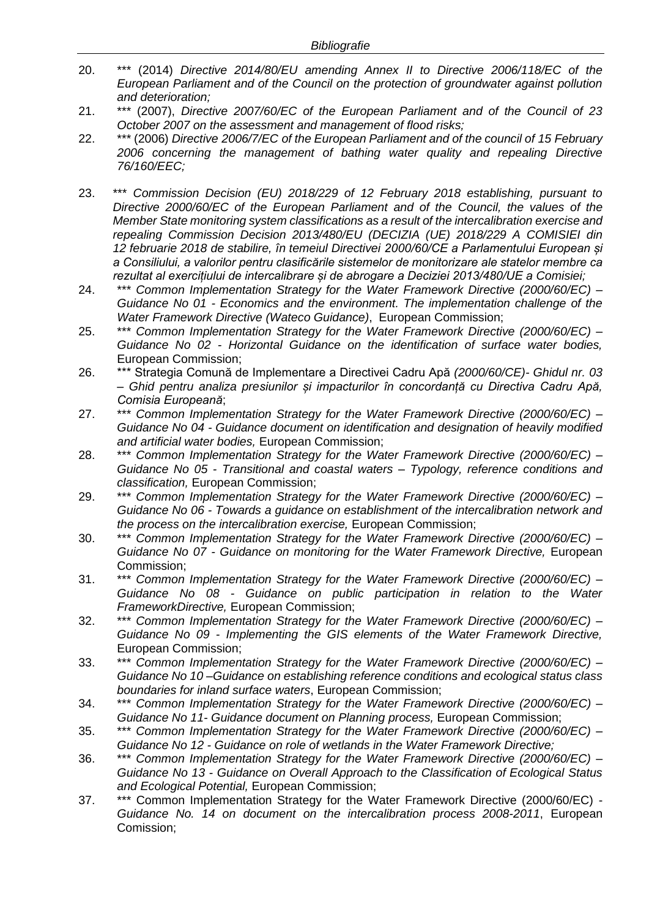20. *** (2014) *Directive 2014/80/EU amending Annex II to Directive 2006/118/EC of the European Parliament and of the Council on the protection of groundwater against pollution and deterioration;*
21. *** (2007), *Directive 2007/60/EC of the European Parliament and of the Council of 23 October 2007 on the assessment and management of flood risks;*
22. *** (2006) *Directive 2006/7/EC of the European Parliament and of the council of 15 February 2006 concerning the management of bathing water quality and repealing Directive 76/160/EEC;*
23. *** *Commission Decision (EU) 2018/229 of 12 February 2018 establishing, pursuant to Directive 2000/60/EC of the European Parliament and of the Council, the values of the Member State monitoring system classifications as a result of the intercalibration exercise and repealing Commission Decision 2013/480/EU (DECIZIA (UE) 2018/229 A COMISIEI din 12 februarie 2018 de stabilire, în temeiul Directivei 2000/60/CE a Parlamentului European și a Consiliului, a valorilor pentru clasificările sistemelor de monitorizare ale statelor membre ca rezultat al exercițiului de intercalibrare și de abrogare a Deciziei 2013/480/UE a Comisiei;*
24. *** *Common Implementation Strategy for the Water Framework Directive (2000/60/EC) – Guidance No 01 - Economics and the environment. The implementation challenge of the Water Framework Directive (Wateco Guidance)*, European Commission;
25. *** *Common Implementation Strategy for the Water Framework Directive (2000/60/EC) – Guidance No 02 - Horizontal Guidance on the identification of surface water bodies,* European Commission;
26. *** Strategia Comună de Implementare a Directivei Cadru Apă *(2000/60/CE)- Ghidul nr. 03 – Ghid pentru analiza presiunilor și impacturilor în concordanță cu Directiva Cadru Apă, Comisia Europeană*;
27. *** *Common Implementation Strategy for the Water Framework Directive (2000/60/EC) – Guidance No 04 - Guidance document on identification and designation of heavily modified and artificial water bodies,* European Commission;
28. *** *Common Implementation Strategy for the Water Framework Directive (2000/60/EC) – Guidance No 05 - Transitional and coastal waters – Typology, reference conditions and classification,* European Commission;
29. *** *Common Implementation Strategy for the Water Framework Directive (2000/60/EC) – Guidance No 06 - Towards a guidance on establishment of the intercalibration network and the process on the intercalibration exercise,* European Commission;
30. *** *Common Implementation Strategy for the Water Framework Directive (2000/60/EC) – Guidance No 07 - Guidance on monitoring for the Water Framework Directive,* European Commission;
31. *** *Common Implementation Strategy for the Water Framework Directive (2000/60/EC) – Guidance No 08 - Guidance on public participation in relation to the Water FrameworkDirective,* European Commission;
32. *** *Common Implementation Strategy for the Water Framework Directive (2000/60/EC) – Guidance No 09 - Implementing the GIS elements of the Water Framework Directive,* European Commission;
33. *** *Common Implementation Strategy for the Water Framework Directive (2000/60/EC) – Guidance No 10 –Guidance on establishing reference conditions and ecological status class boundaries for inland surface waters*, European Commission;
34. *** *Common Implementation Strategy for the Water Framework Directive (2000/60/EC) – Guidance No 11- Guidance document on Planning process,* European Commission;
35. *** *Common Implementation Strategy for the Water Framework Directive (2000/60/EC) – Guidance No 12 - Guidance on role of wetlands in the Water Framework Directive;*
36. *** *Common Implementation Strategy for the Water Framework Directive (2000/60/EC) – Guidance No 13 - Guidance on Overall Approach to the Classification of Ecological Status and Ecological Potential,* European Commission;
37. *** Common Implementation Strategy for the Water Framework Directive (2000/60/EC) - *Guidance No. 14 on document on the intercalibration process 2008-2011*, European Comission;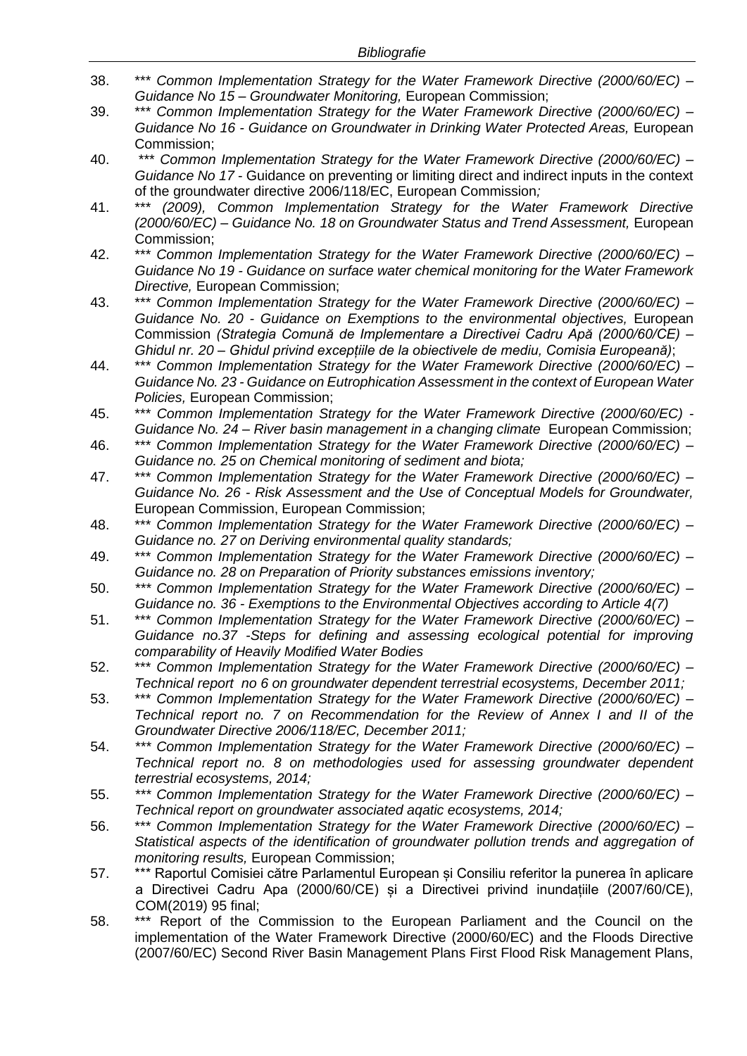38. \*\*\* *Common Implementation Strategy for the Water Framework Directive (2000/60/EC) – Guidance No 15 – Groundwater Monitoring,* European Commission;
39. \*\*\* *Common Implementation Strategy for the Water Framework Directive (2000/60/EC) – Guidance No 16 - Guidance on Groundwater in Drinking Water Protected Areas,* European Commission;
40. \*\*\* *Common Implementation Strategy for the Water Framework Directive (2000/60/EC) – Guidance No 17* - Guidance on preventing or limiting direct and indirect inputs in the context of the groundwater directive 2006/118/EC, European Commission*;*
41. \*\*\* *(2009), Common Implementation Strategy for the Water Framework Directive (2000/60/EC) – Guidance No. 18 on Groundwater Status and Trend Assessment,* European Commission;
42. \*\*\* *Common Implementation Strategy for the Water Framework Directive (2000/60/EC) – Guidance No 19 - Guidance on surface water chemical monitoring for the Water Framework Directive,* European Commission;
43. \*\*\* *Common Implementation Strategy for the Water Framework Directive (2000/60/EC) – Guidance No. 20 - Guidance on Exemptions to the environmental objectives,* European Commission *(Strategia Comună de Implementare a Directivei Cadru Apă (2000/60/CE) – Ghidul nr. 20 – Ghidul privind excepțiile de la obiectivele de mediu, Comisia Europeană)*;
44. \*\*\* *Common Implementation Strategy for the Water Framework Directive (2000/60/EC) – Guidance No. 23 - Guidance on Eutrophication Assessment in the context of European Water Policies,* European Commission;
45. \*\*\* *Common Implementation Strategy for the Water Framework Directive (2000/60/EC) - Guidance No. 24 – River basin management in a changing climate* European Commission;
46. \*\*\* *Common Implementation Strategy for the Water Framework Directive (2000/60/EC) – Guidance no. 25 on Chemical monitoring of sediment and biota;*
47. \*\*\* *Common Implementation Strategy for the Water Framework Directive (2000/60/EC) – Guidance No. 26 - Risk Assessment and the Use of Conceptual Models for Groundwater,* European Commission, European Commission;
48. \*\*\* *Common Implementation Strategy for the Water Framework Directive (2000/60/EC) – Guidance no. 27 on Deriving environmental quality standards;*
49. \*\*\* *Common Implementation Strategy for the Water Framework Directive (2000/60/EC) – Guidance no. 28 on Preparation of Priority substances emissions inventory;*
50. *\*\*\* Common Implementation Strategy for the Water Framework Directive (2000/60/EC) – Guidance no. 36 - Exemptions to the Environmental Objectives according to Article 4(7)*
51. \*\*\* *Common Implementation Strategy for the Water Framework Directive (2000/60/EC) – Guidance no.37 -Steps for defining and assessing ecological potential for improving comparability of Heavily Modified Water Bodies*
52. \*\*\* *Common Implementation Strategy for the Water Framework Directive (2000/60/EC) – Technical report no 6 on groundwater dependent terrestrial ecosystems, December 2011;*
53. \*\*\* *Common Implementation Strategy for the Water Framework Directive (2000/60/EC) – Technical report no. 7 on Recommendation for the Review of Annex I and II of the Groundwater Directive 2006/118/EC, December 2011;*
54. *\*\*\* Common Implementation Strategy for the Water Framework Directive (2000/60/EC) – Technical report no. 8 on methodologies used for assessing groundwater dependent terrestrial ecosystems, 2014;*
55. *\*\*\* Common Implementation Strategy for the Water Framework Directive (2000/60/EC) – Technical report on groundwater associated aqatic ecosystems, 2014;*
56. \*\*\* *Common Implementation Strategy for the Water Framework Directive (2000/60/EC) – Statistical aspects of the identification of groundwater pollution trends and aggregation of monitoring results,* European Commission;
57. \*\*\* Raportul Comisiei către Parlamentul European și Consiliu referitor la punerea în aplicare a Directivei Cadru Apa (2000/60/CE) și a Directivei privind inundațiile (2007/60/CE), COM(2019) 95 final;
58. \*\*\* Report of the Commission to the European Parliament and the Council on the implementation of the Water Framework Directive (2000/60/EC) and the Floods Directive (2007/60/EC) Second River Basin Management Plans First Flood Risk Management Plans,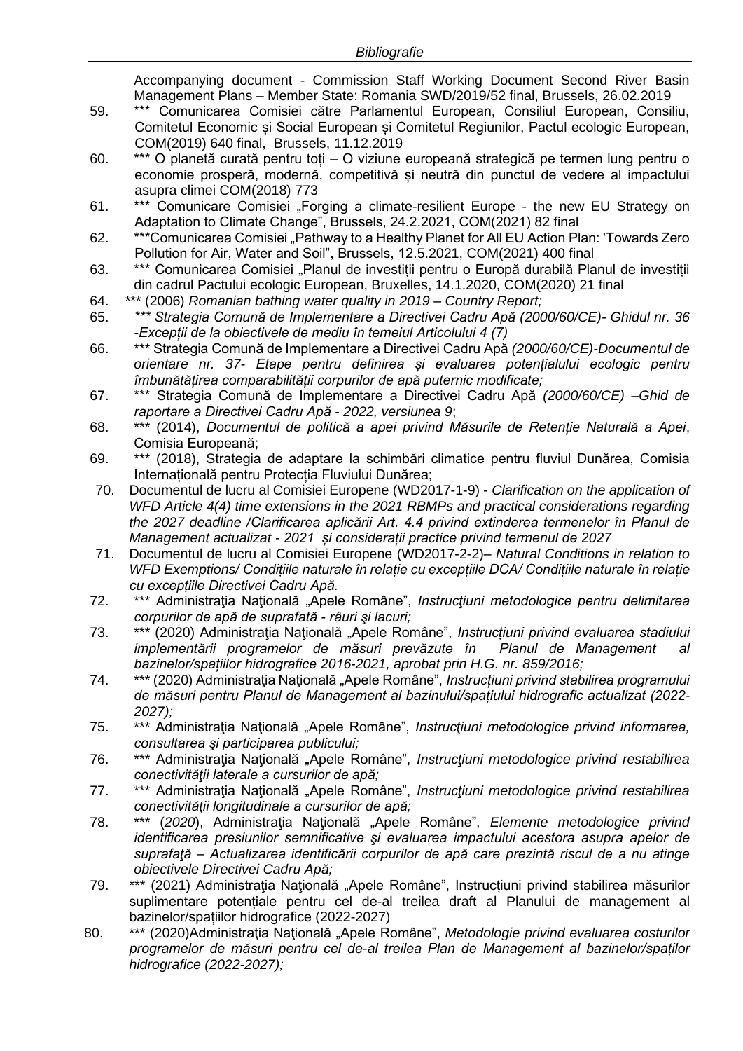Accompanying document - Commission Staff Working Document Second River Basin Management Plans – Member State: Romania SWD/2019/52 final, Brussels, 26.02.2019

59. *** Comunicarea Comisiei către Parlamentul European, Consiliul European, Consiliu, Comitetul Economic și Social European și Comitetul Regiunilor, Pactul ecologic European, COM(2019) 640 final, Brussels, 11.12.2019
60. *** O planetă curată pentru toți – O viziune europeană strategică pe termen lung pentru o economie prosperă, modernă, competitivă și neutră din punctul de vedere al impactului asupra climei COM(2018) 773
61. *** Comunicare Comisiei „Forging a climate-resilient Europe - the new EU Strategy on Adaptation to Climate Change", Brussels, 24.2.2021, COM(2021) 82 final
62. ***Comunicarea Comisiei „Pathway to a Healthy Planet for All EU Action Plan: 'Towards Zero Pollution for Air, Water and Soil", Brussels, 12.5.2021, COM(2021) 400 final
63. *** Comunicarea Comisiei „Planul de investiții pentru o Europă durabilă Planul de investiții din cadrul Pactului ecologic European, Bruxelles, 14.1.2020, COM(2020) 21 final
64. *** (2006) *Romanian bathing water quality in 2019 – Country Report;*
65. *** *Strategia Comună de Implementare a Directivei Cadru Apă (2000/60/CE)- Ghidul nr. 36 -Excepții de la obiectivele de mediu în temeiul Articolului 4 (7)*
66. *** Strategia Comună de Implementare a Directivei Cadru Apă *(2000/60/CE)-Documentul de orientare nr. 37- Etape pentru definirea și evaluarea potențialului ecologic pentru îmbunătățirea comparabilității corpurilor de apă puternic modificate;*
67. *** Strategia Comună de Implementare a Directivei Cadru Apă *(2000/60/CE) –Ghid de raportare a Directivei Cadru Apă - 2022, versiunea 9*;
68. *** (2014), *Documentul de politică a apei privind Măsurile de Retenție Naturală a Apei*, Comisia Europeană;
69. *** (2018), Strategia de adaptare la schimbări climatice pentru fluviul Dunărea, Comisia Internațională pentru Protecția Fluviului Dunărea;
70. Documentul de lucru al Comisiei Europene (WD2017-1-9) - *Clarification on the application of WFD Article 4(4) time extensions in the 2021 RBMPs and practical considerations regarding the 2027 deadline /Clarificarea aplicării Art. 4.4 privind extinderea termenelor în Planul de Management actualizat - 2021 și considerații practice privind termenul de 2027*
71. Documentul de lucru al Comisiei Europene (WD2017-2-2)– *Natural Conditions in relation to WFD Exemptions/ Condițiile naturale în relație cu excepțiile DCA/ Condițiile naturale în relație cu excepțiile Directivei Cadru Apă.*
72. *** Administraţia Naţională „Apele Române", *Instrucţiuni metodologice pentru delimitarea corpurilor de apă de suprafată - râuri şi lacuri;*
73. *** (2020) Administraţia Naţională „Apele Române", *Instrucțiuni privind evaluarea stadiului implementării programelor de măsuri prevăzute în Planul de Management al bazinelor/spațiilor hidrografice 2016-2021, aprobat prin H.G. nr. 859/2016;*
74. *** (2020) Administraţia Naţională „Apele Române", *Instrucțiuni privind stabilirea programului de măsuri pentru Planul de Management al bazinului/spațiului hidrografic actualizat (2022-2027);*
75. *** Administraţia Naţională „Apele Române", *Instrucţiuni metodologice privind informarea, consultarea şi participarea publicului;*
76. *** Administraţia Naţională „Apele Române", *Instrucţiuni metodologice privind restabilirea conectivităţii laterale a cursurilor de apă;*
77. *** Administraţia Naţională „Apele Române", *Instrucţiuni metodologice privind restabilirea conectivităţii longitudinale a cursurilor de apă;*
78. *** (*2020*), Administraţia Naţională „Apele Române", *Elemente metodologice privind identificarea presiunilor semnificative şi evaluarea impactului acestora asupra apelor de suprafaţă – Actualizarea identificării corpurilor de apă care prezintă riscul de a nu atinge obiectivele Directivei Cadru Apă;*
79. *** (2021) Administraţia Naţională „Apele Române", Instrucțiuni privind stabilirea măsurilor suplimentare potențiale pentru cel de-al treilea draft al Planului de management al bazinelor/spațiilor hidrografice (2022-2027)
80. *** (2020)Administraţia Naţională „Apele Române", *Metodologie privind evaluarea costurilor programelor de măsuri pentru cel de-al treilea Plan de Management al bazinelor/spațiilor hidrografice (2022-2027);*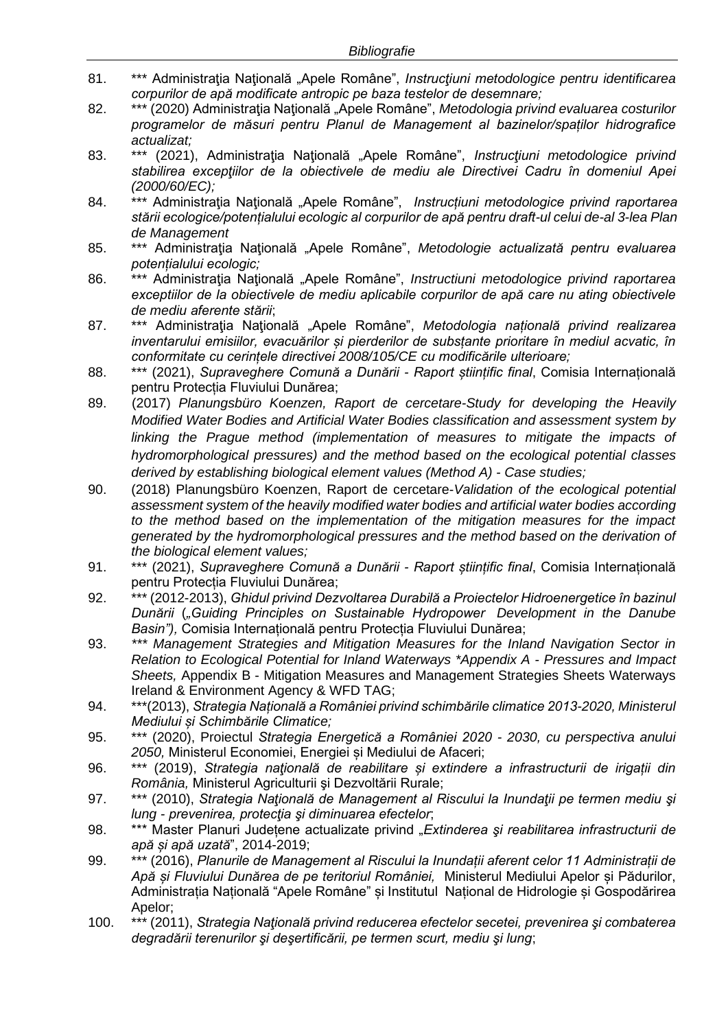81. *** Administraţia Naţională „Apele Române", *Instrucţiuni metodologice pentru identificarea corpurilor de apă modificate antropic pe baza testelor de desemnare;*
82. *** (2020) Administraţia Naţională „Apele Române", *Metodologia privind evaluarea costurilor programelor de măsuri pentru Planul de Management al bazinelor/spațiilor hidrografice actualizat;*
83. *** (2021), Administraţia Naţională „Apele Române", *Instrucţiuni metodologice privind stabilirea excepţiilor de la obiectivele de mediu ale Directivei Cadru în domeniul Apei (2000/60/EC);*
84. *** Administraţia Naţională „Apele Române", *Instrucțiuni metodologice privind raportarea stării ecologice/potențialului ecologic al corpurilor de apă pentru draft-ul celui de-al 3-lea Plan de Management*
85. *** Administraţia Naţională „Apele Române", *Metodologie actualizată pentru evaluarea potențialului ecologic;*
86. *** Administraţia Naţională „Apele Române", *Instructiuni metodologice privind raportarea exceptiilor de la obiectivele de mediu aplicabile corpurilor de apă care nu ating obiectivele de mediu aferente stării*;
87. *** Administraţia Naţională „Apele Române", *Metodologia națională privind realizarea inventarului emisiilor, evacuărilor și pierderilor de substanțe prioritare în mediul acvatic, în conformitate cu cerințele directivei 2008/105/CE cu modificările ulterioare;*
88. *** (2021), *Supraveghere Comună a Dunării - Raport științific final*, Comisia Internațională pentru Protecția Fluviului Dunărea;
89. (2017) *Planungsbüro Koenzen, Raport de cercetare-Study for developing the Heavily Modified Water Bodies and Artificial Water Bodies classification and assessment system by linking the Prague method (implementation of measures to mitigate the impacts of hydromorphological pressures) and the method based on the ecological potential classes derived by establishing biological element values (Method A) - Case studies;*
90. (2018) Planungsbüro Koenzen, Raport de cercetare-*Validation of the ecological potential assessment system of the heavily modified water bodies and artificial water bodies according to the method based on the implementation of the mitigation measures for the impact generated by the hydromorphological pressures and the method based on the derivation of the biological element values;*
91. *** (2021), *Supraveghere Comună a Dunării - Raport științific final*, Comisia Internațională pentru Protecția Fluviului Dunărea;
92. *** (2012-2013), *Ghidul privind Dezvoltarea Durabilă a Proiectelor Hidroenergetice în bazinul Dunării* (*„Guiding Principles on Sustainable Hydropower Development in the Danube Basin"),* Comisia Internațională pentru Protecția Fluviului Dunărea;
93. *\*\*\* Management Strategies and Mitigation Measures for the Inland Navigation Sector in Relation to Ecological Potential for Inland Waterways \*Appendix A - Pressures and Impact Sheets,* Appendix B - Mitigation Measures and Management Strategies Sheets Waterways Ireland & Environment Agency & WFD TAG;
94. ***(2013), *Strategia Națională a României privind schimbările climatice 2013-2020, Ministerul Mediului și Schimbările Climatice;*
95. *** (2020), Proiectul *Strategia Energetică a României 2020 - 2030, cu perspectiva anului 2050,* Ministerul Economiei, Energiei și Mediului de Afaceri;
96. *** (2019), *Strategia naţională de reabilitare și extindere a infrastructurii de irigații din România,* Ministerul Agriculturii şi Dezvoltării Rurale;
97. *** (2010), *Strategia Naţională de Management al Riscului la Inundaţii pe termen mediu şi lung - prevenirea, protecţia şi diminuarea efectelor*;
98. *** Master Planuri Județene actualizate privind „*Extinderea şi reabilitarea infrastructurii de apă și apă uzată*", 2014-2019;
99. *** (2016), *Planurile de Management al Riscului la Inundații aferent celor 11 Administrații de Apă și Fluviului Dunărea de pe teritoriul României,* Ministerul Mediului Apelor și Pădurilor, Administrația Națională "Apele Române" și Institutul Național de Hidrologie și Gospodărirea Apelor;
100. *** (2011), *Strategia Naţională privind reducerea efectelor secetei, prevenirea şi combaterea degradării terenurilor şi deşertificării, pe termen scurt, mediu şi lung*;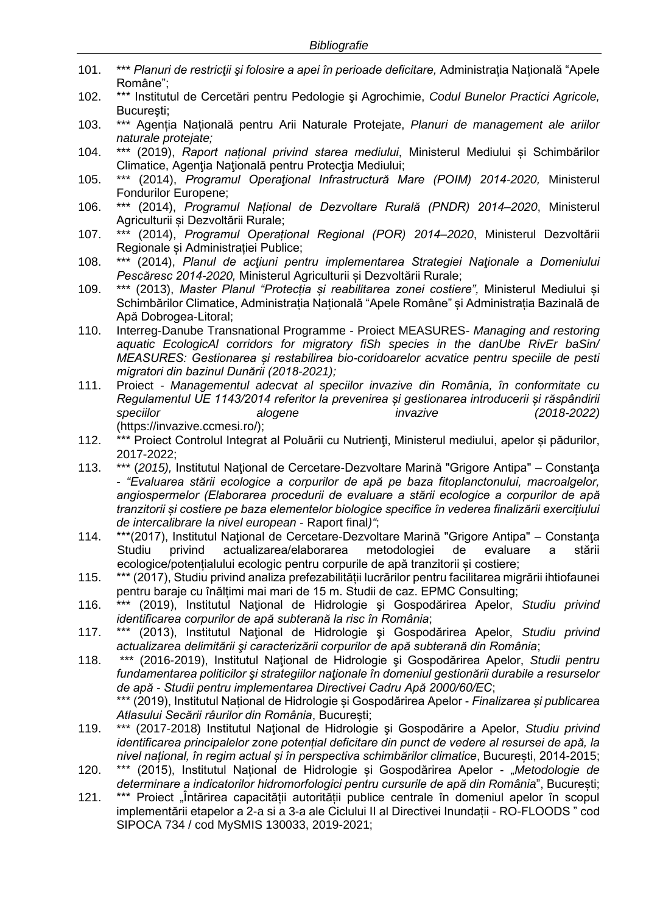101. *** *Planuri de restricţii şi folosire a apei în perioade deficitare,* Administrația Națională "Apele Române";
102. *** Institutul de Cercetări pentru Pedologie şi Agrochimie, *Codul Bunelor Practici Agricole,* Bucureşti;
103. *** Agenția Națională pentru Arii Naturale Protejate, *Planuri de management ale ariilor naturale protejate;*
104. *** (2019), *Raport național privind starea mediului*, Ministerul Mediului și Schimbărilor Climatice, Agenţia Naţională pentru Protecţia Mediului;
105. *** (2014), *Programul Operaţional Infrastructură Mare (POIM) 2014-2020,* Ministerul Fondurilor Europene;
106. *** (2014), *Programul Național de Dezvoltare Rurală (PNDR) 2014–2020*, Ministerul Agriculturii și Dezvoltării Rurale;
107. *** (2014), *Programul Operațional Regional (POR) 2014–2020*, Ministerul Dezvoltării Regionale și Administrației Publice;
108. *** (2014), *Planul de acţiuni pentru implementarea Strategiei Naţionale a Domeniului Pescăresc 2014-2020,* Ministerul Agriculturii și Dezvoltării Rurale;
109. *** (2013), *Master Planul "Protecția și reabilitarea zonei costiere",* Ministerul Mediului și Schimbărilor Climatice, Administrația Națională "Apele Române" și Administrația Bazinală de Apă Dobrogea-Litoral;
110. Interreg-Danube Transnational Programme - Proiect MEASURES- *Managing and restoring aquatic EcologicAl corridors for migratory fiSh species in the danUbe RivEr baSin/ MEASURES: Gestionarea și restabilirea bio-coridoarelor acvatice pentru speciile de pesti migratori din bazinul Dunării (2018-2021);*
111. Proiect - *Managementul adecvat al speciilor invazive din România, în conformitate cu Regulamentul UE 1143/2014 referitor la prevenirea și gestionarea introducerii și răspândirii speciilor alogene invazive (2018-2022)* (https://invazive.ccmesi.ro/);
112. *** Proiect Controlul Integrat al Poluării cu Nutrienţi, Ministerul mediului, apelor și pădurilor, 2017-2022;
113. *** (*2015),* Institutul Naţional de Cercetare-Dezvoltare Marină "Grigore Antipa" – Constanţa - *"Evaluarea stării ecologice a corpurilor de apă pe baza fitoplanctonului, macroalgelor, angiospermelor (Elaborarea procedurii de evaluare a stării ecologice a corpurilor de apă tranzitorii și costiere pe baza elementelor biologice specifice în vederea finalizării exercițiului de intercalibrare la nivel european* - Raport final*)"*;
114. ***(2017), Institutul Naţional de Cercetare-Dezvoltare Marină "Grigore Antipa" – Constanţa Studiu privind actualizarea/elaborarea metodologiei de evaluare a stării ecologice/potențialului ecologic pentru corpurile de apă tranzitorii și costiere;
115. *** (2017), Studiu privind analiza prefezabilității lucrărilor pentru facilitarea migrării ihtiofaunei pentru baraje cu înălțimi mai mari de 15 m. Studii de caz. EPMC Consulting;
116. *** (2019), Institutul Naţional de Hidrologie şi Gospodărirea Apelor, *Studiu privind identificarea corpurilor de apă subterană la risc în România*;
117. *** (2013), Institutul Naţional de Hidrologie şi Gospodărirea Apelor, *Studiu privind actualizarea delimitării şi caracterizării corpurilor de apă subterană din România*;
118. *** (2016-2019), Institutul Naţional de Hidrologie şi Gospodărirea Apelor, *Studii pentru fundamentarea politicilor şi strategiilor naţionale în domeniul gestionării durabile a resurselor de apă - Studii pentru implementarea Directivei Cadru Apă 2000/60/EC*;
    *** (2019), Institutul Național de Hidrologie și Gospodărirea Apelor - *Finalizarea și publicarea Atlasului Secării râurilor din România*, București;
119. *** (2017-2018) Institutul Naţional de Hidrologie şi Gospodărire a Apelor, *Studiu privind identificarea principalelor zone potențial deficitare din punct de vedere al resursei de apă, la nivel național, în regim actual și în perspectiva schimbărilor climatice*, București, 2014-2015;
120. *** (2015), Institutul Național de Hidrologie și Gospodărirea Apelor - *„Metodologie de determinare a indicatorilor hidromorfologici pentru cursurile de apă din România*", București;
121. *** Proiect „Întărirea capacității autorității publice centrale în domeniul apelor în scopul implementării etapelor a 2-a si a 3-a ale Ciclului II al Directivei Inundații - RO-FLOODS " cod SIPOCA 734 / cod MySMIS 130033, 2019-2021;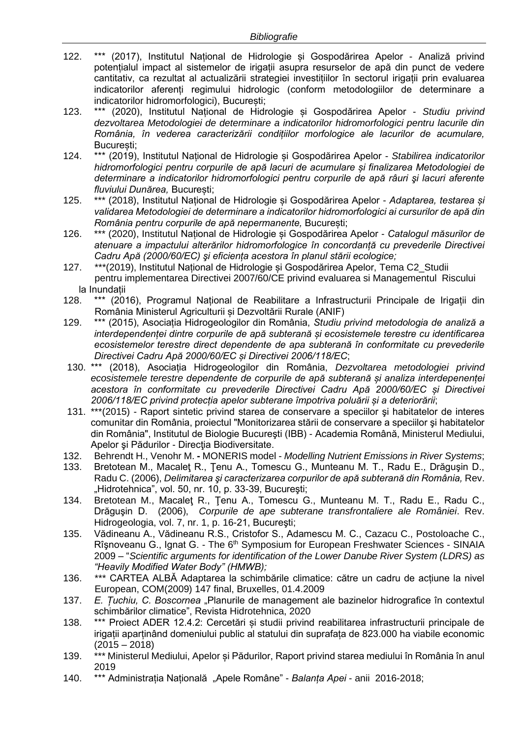122. *** (2017), Institutul Național de Hidrologie și Gospodărirea Apelor - Analiză privind potențialul impact al sistemelor de irigații asupra resurselor de apă din punct de vedere cantitativ, ca rezultat al actualizării strategiei investițiilor în sectorul irigații prin evaluarea indicatorilor aferenți regimului hidrologic (conform metodologiilor de determinare a indicatorilor hidromorfologici), București;
123. *** (2020), Institutul Național de Hidrologie și Gospodărirea Apelor - *Studiu privind dezvoltarea Metodologiei de determinare a indicatorilor hidromorfologici pentru lacurile din România, în vederea caracterizării condițiilor morfologice ale lacurilor de acumulare,* București;
124. *** (2019), Institutul Național de Hidrologie și Gospodărirea Apelor - *Stabilirea indicatorilor hidromorfologici pentru corpurile de apă lacuri de acumulare și finalizarea Metodologiei de determinare a indicatorilor hidromorfologici pentru corpurile de apă râuri şi lacuri aferente fluviului Dunărea,* București;
125. *** (2018), Institutul Național de Hidrologie și Gospodărirea Apelor - *Adaptarea, testarea și validarea Metodologiei de determinare a indicatorilor hidromorfologici ai cursurilor de apă din România pentru corpurile de apă nepermanente,* București;
126. *** (2020), Institutul Național de Hidrologie și Gospodărirea Apelor - *Catalogul măsurilor de atenuare a impactului alterărilor hidromorfologice în concordanță cu prevederile Directivei Cadru Apă (2000/60/EC) şi eficiența acestora în planul stării ecologice;*
127. ***(2019), Institutul Național de Hidrologie și Gospodărirea Apelor, Tema C2_Studii pentru implementarea Directivei 2007/60/CE privind evaluarea si Managementul Riscului la Inundații
128. *** (2016), Programul Național de Reabilitare a Infrastructurii Principale de Irigații din România Ministerul Agriculturii și Dezvoltării Rurale (ANIF)
129. *** (2015), Asociația Hidrogeologilor din România, *Studiu privind metodologia de analiză a interdependenței dintre corpurile de apă subterană și ecosistemele terestre cu identificarea ecosistemelor terestre direct dependente de apa subterană în conformitate cu prevederile Directivei Cadru Apă 2000/60/EC și Directivei 2006/118/EC*;
130. *** (2018), Asociația Hidrogeologilor din România, *Dezvoltarea metodologiei privind ecosistemele terestre dependente de corpurile de apă subterană și analiza interdepenenței acestora în conformitate cu prevederile Directivei Cadru Apă 2000/60/EC și Directivei 2006/118/EC privind protecția apelor subterane împotriva poluării și a deteriorării*;
131. ***(2015) - Raport sintetic privind starea de conservare a speciilor şi habitatelor de interes comunitar din România, proiectul "Monitorizarea stării de conservare a speciilor şi habitatelor din România", Institutul de Biologie Bucureşti (IBB) - Academia Română, Ministerul Mediului, Apelor şi Pădurilor - Direcţia Biodiversitate.
132. Behrendt H., Venohr M. **-** MONERIS model - *Modelling Nutrient Emissions in River Systems*;
133. Bretotean M., Macaleţ R., Ţenu A., Tomescu G., Munteanu M. T., Radu E., Drăguşin D., Radu C. (2006), *Delimitarea şi caracterizarea corpurilor de apă subterană din România,* Rev. „Hidrotehnica", vol. 50, nr. 10, p. 33-39, Bucureşti;
134. Bretotean M., Macaleţ R., Ţenu A., Tomescu G., Munteanu M. T., Radu E., Radu C., Drăguşin D. (2006), *Corpurile de ape subterane transfrontaliere ale României*. Rev. Hidrogeologia, vol. 7, nr. 1, p. 16-21, Bucureşti;
135. Vădineanu A., Vădineanu R.S., Cristofor S., Adamescu M. C., Cazacu C., Postoloache C., Rîşnoveanu G., Ignat G. - The 6th Symposium for European Freshwater Sciences - SINAIA 2009 – "*Scientific arguments for identification of the Lower Danube River System (LDRS) as "Heavily Modified Water Body" (HMWB);*
136. *** CARTEA ALBĂ Adaptarea la schimbările climatice: către un cadru de acțiune la nivel European, COM(2009) 147 final, Bruxelles, 01.4.2009
137. *E. Țuchiu, C. Boscornea* „Planurile de management ale bazinelor hidrografice în contextul schimbărilor climatice", Revista Hidrotehnica, 2020
138. *** Proiect ADER 12.4.2: Cercetări și studii privind reabilitarea infrastructurii principale de irigații aparținând domeniului public al statului din suprafața de 823.000 ha viabile economic (2015 – 2018)
139. *** Ministerul Mediului, Apelor și Pădurilor, Raport privind starea mediului în România în anul 2019
140. *** Administrația Națională „Apele Române" - *Balanța Apei* - anii 2016-2018;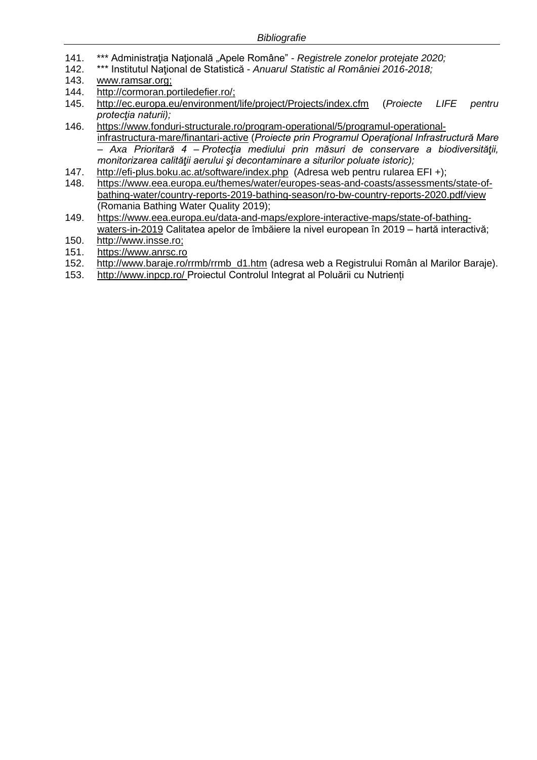141. *** Administraţia Naţională „Apele Române" - *Registrele zonelor protejate 2020;*
142. *** Institutul Naţional de Statistică - *Anuarul Statistic al României 2016-2018;*
143. www.ramsar.org;
144. http://cormoran.portiledefier.ro/;
145. http://ec.europa.eu/environment/life/project/Projects/index.cfm (*Proiecte LIFE pentru protecţia naturii);*
146. https://www.fonduri-structurale.ro/program-operational/5/programul-operational-infrastructura-mare/finantari-active (*Proiecte prin Programul Operaţional Infrastructură Mare – Axa Prioritară 4 – Protecţia mediului prin măsuri de conservare a biodiversităţii, monitorizarea calităţii aerului şi decontaminare a siturilor poluate istoric);*
147. http://efi-plus.boku.ac.at/software/index.php (Adresa web pentru rularea EFI +);
148. https://www.eea.europa.eu/themes/water/europes-seas-and-coasts/assessments/state-of-bathing-water/country-reports-2019-bathing-season/ro-bw-country-reports-2020.pdf/view (Romania Bathing Water Quality 2019);
149. https://www.eea.europa.eu/data-and-maps/explore-interactive-maps/state-of-bathing-waters-in-2019 Calitatea apelor de îmbăiere la nivel european în 2019 – hartă interactivă;
150. http://www.insse.ro;
151. https://www.anrsc.ro
152. http://www.baraje.ro/rrmb/rrmb_d1.htm (adresa web a Registrului Român al Marilor Baraje).
153. http://www.inpcp.ro/ Proiectul Controlul Integrat al Poluării cu Nutrienți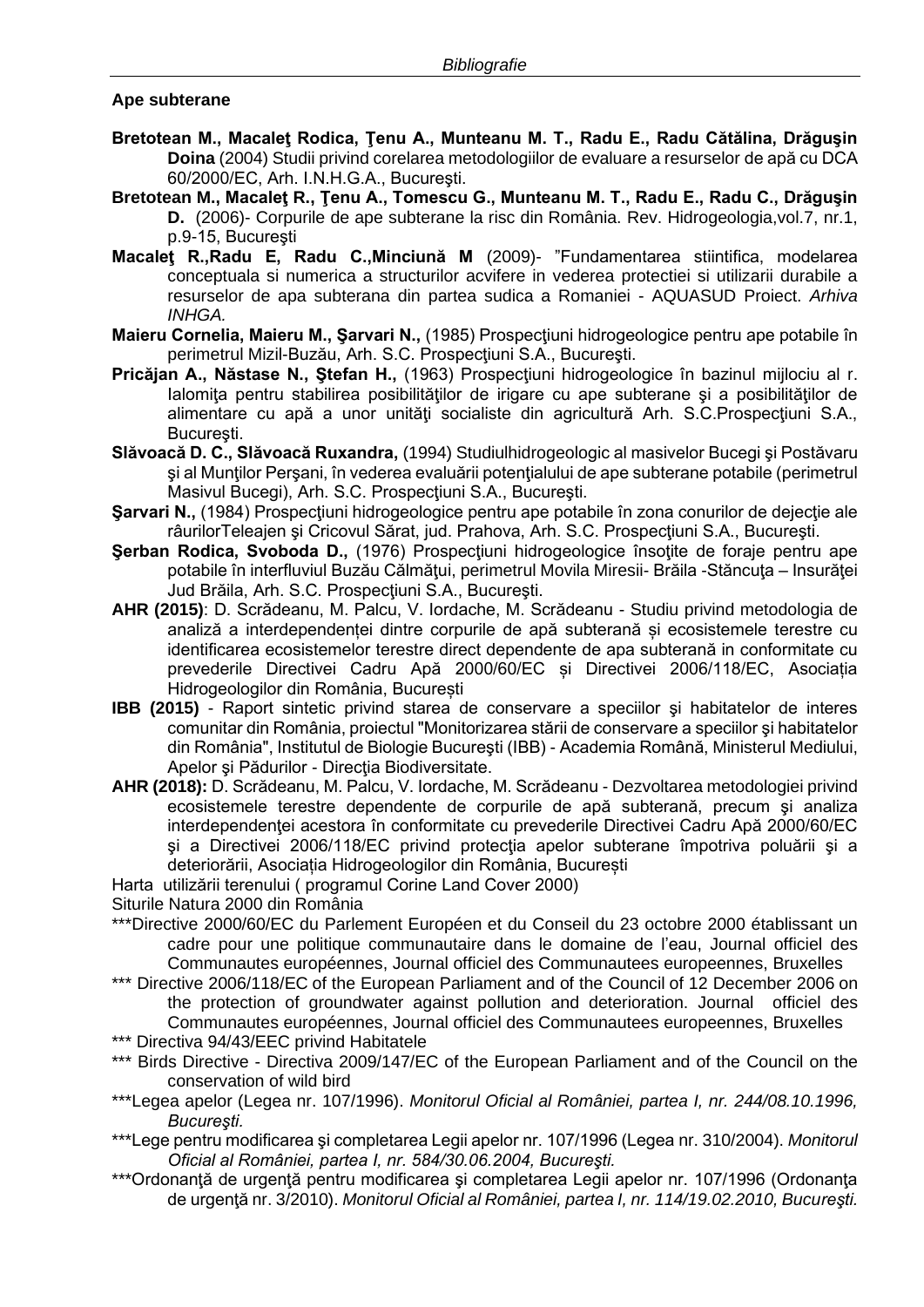**Ape subterane**

**Bretotean M., Macaleţ Rodica, Ţenu A., Munteanu M. T., Radu E., Radu Cătălina, Drăguşin Doina** (2004) Studii privind corelarea metodologiilor de evaluare a resurselor de apă cu DCA 60/2000/EC, Arh. I.N.H.G.A., Bucureşti.

**Bretotean M., Macaleţ R., Ţenu A., Tomescu G., Munteanu M. T., Radu E., Radu C., Drăguşin D.** (2006)- Corpurile de ape subterane la risc din România. Rev. Hidrogeologia,vol.7, nr.1, p.9-15, Bucureşti

**Macaleţ R.,Radu E, Radu C.,Minciună M** (2009)- "Fundamentarea stiintifica, modelarea conceptuala si numerica a structurilor acvifere in vederea protectiei si utilizarii durabile a resurselor de apa subterana din partea sudica a Romaniei - AQUASUD Proiect. *Arhiva INHGA.*

**Maieru Cornelia, Maieru M., Şarvari N.,** (1985) Prospecţiuni hidrogeologice pentru ape potabile în perimetrul Mizil-Buzău, Arh. S.C. Prospecţiuni S.A., Bucureşti.

**Pricăjan A., Năstase N., Ştefan H.,** (1963) Prospecţiuni hidrogeologice în bazinul mijlociu al r. Ialomiţa pentru stabilirea posibilităţilor de irigare cu ape subterane şi a posibilităţilor de alimentare cu apă a unor unităţi socialiste din agricultură Arh. S.C.Prospecţiuni S.A., Bucureşti.

**Slăvoacă D. C., Slăvoacă Ruxandra,** (1994) Studiulhidrogeologic al masivelor Bucegi şi Postăvaru şi al Munţilor Perşani, în vederea evaluării potenţialului de ape subterane potabile (perimetrul Masivul Bucegi), Arh. S.C. Prospecţiuni S.A., Bucureşti.

**Şarvari N.,** (1984) Prospecţiuni hidrogeologice pentru ape potabile în zona conurilor de dejecţie ale râurilorTeleajen şi Cricovul Sărat, jud. Prahova, Arh. S.C. Prospecţiuni S.A., Bucureşti.

**Şerban Rodica, Svoboda D.,** (1976) Prospecţiuni hidrogeologice însoţite de foraje pentru ape potabile în interfluviul Buzău Călmăţui, perimetrul Movila Miresii- Brăila -Stăncuţa – Insurăţei Jud Brăila, Arh. S.C. Prospecţiuni S.A., Bucureşti.

**AHR (2015)**: D. Scrădeanu, M. Palcu, V. Iordache, M. Scrădeanu - Studiu privind metodologia de analiză a interdependenței dintre corpurile de apă subterană și ecosistemele terestre cu identificarea ecosistemelor terestre direct dependente de apa subterană in conformitate cu prevederile Directivei Cadru Apă 2000/60/EC și Directivei 2006/118/EC, Asociația Hidrogeologilor din România, București

**IBB (2015)** - Raport sintetic privind starea de conservare a speciilor şi habitatelor de interes comunitar din România, proiectul "Monitorizarea stării de conservare a speciilor şi habitatelor din România", Institutul de Biologie Bucureşti (IBB) - Academia Română, Ministerul Mediului, Apelor şi Pădurilor - Direcţia Biodiversitate.

**AHR (2018):** D. Scrădeanu, M. Palcu, V. Iordache, M. Scrădeanu - Dezvoltarea metodologiei privind ecosistemele terestre dependente de corpurile de apă subterană, precum şi analiza interdependenţei acestora în conformitate cu prevederile Directivei Cadru Apă 2000/60/EC şi a Directivei 2006/118/EC privind protecţia apelor subterane împotriva poluării şi a deteriorării, Asociația Hidrogeologilor din România, București

Harta utilizării terenului ( programul Corine Land Cover 2000)

Siturile Natura 2000 din România

***Directive 2000/60/EC du Parlement Européen et du Conseil du 23 octobre 2000 établissant un cadre pour une politique communautaire dans le domaine de l'eau, Journal officiel des Communautes européennes, Journal officiel des Communautees europeennes, Bruxelles

*** Directive 2006/118/EC of the European Parliament and of the Council of 12 December 2006 on the protection of groundwater against pollution and deterioration. Journal officiel des Communautes européennes, Journal officiel des Communautees europeennes, Bruxelles

*** Directiva 94/43/EEC privind Habitatele

*** Birds Directive - Directiva 2009/147/EC of the European Parliament and of the Council on the conservation of wild bird

***Legea apelor (Legea nr. 107/1996). *Monitorul Oficial al României, partea I, nr. 244/08.10.1996, Bucureşti.*

***Lege pentru modificarea şi completarea Legii apelor nr. 107/1996 (Legea nr. 310/2004). *Monitorul Oficial al României, partea I, nr. 584/30.06.2004, Bucureşti.*

***Ordonanţă de urgenţă pentru modificarea şi completarea Legii apelor nr. 107/1996 (Ordonanţa de urgenţă nr. 3/2010). *Monitorul Oficial al României, partea I, nr. 114/19.02.2010, Bucureşti.*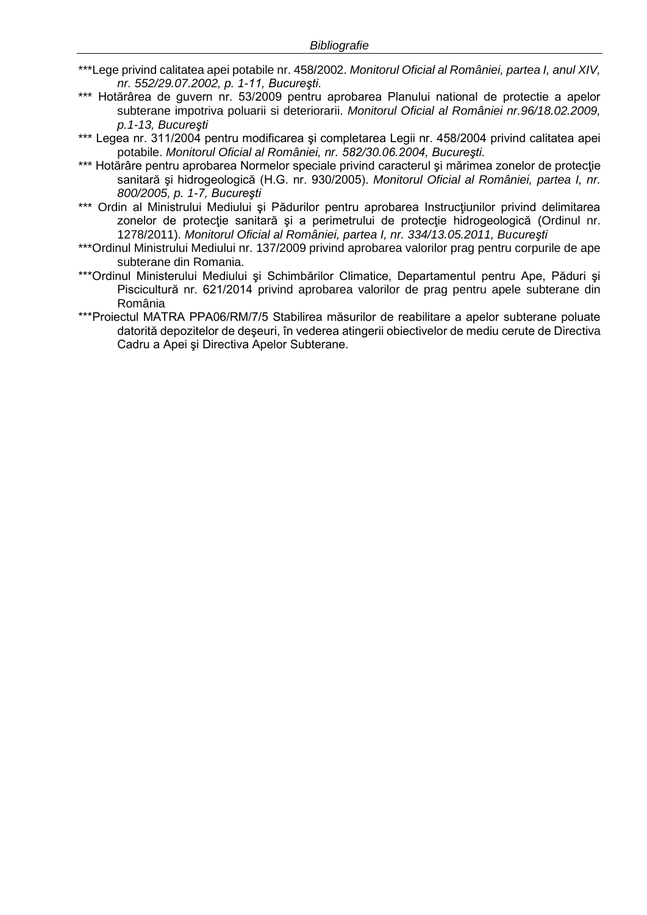# *Bibliografie*

***Lege privind calitatea apei potabile nr. 458/2002. *Monitorul Oficial al României, partea I, anul XIV, nr. 552/29.07.2002, p. 1-11, Bucureşti.*

*** Hotărârea de guvern nr. 53/2009 pentru aprobarea Planului national de protectie a apelor subterane impotriva poluarii si deteriorarii. *Monitorul Oficial al României nr.96/18.02.2009, p.1-13, Bucureşti*

*** Legea nr. 311/2004 pentru modificarea şi completarea Legii nr. 458/2004 privind calitatea apei potabile. *Monitorul Oficial al României, nr. 582/30.06.2004, Bucureşti*.

*** Hotărâre pentru aprobarea Normelor speciale privind caracterul şi mărimea zonelor de protecţie sanitară şi hidrogeologică (H.G. nr. 930/2005). *Monitorul Oficial al României, partea I, nr. 800/2005, p. 1-7, Bucureşti*

*** Ordin al Ministrului Mediului şi Pădurilor pentru aprobarea Instrucţiunilor privind delimitarea zonelor de protecţie sanitară şi a perimetrului de protecţie hidrogeologică (Ordinul nr. 1278/2011). *Monitorul Oficial al României, partea I, nr. 334/13.05.2011, Bucureşti*

***Ordinul Ministrului Mediului nr. 137/2009 privind aprobarea valorilor prag pentru corpurile de ape subterane din Romania.

***Ordinul Ministerului Mediului şi Schimbărilor Climatice, Departamentul pentru Ape, Păduri şi Piscicultură nr. 621/2014 privind aprobarea valorilor de prag pentru apele subterane din România

***Proiectul MATRA PPA06/RM/7/5 Stabilirea măsurilor de reabilitare a apelor subterane poluate datorită depozitelor de deşeuri, în vederea atingerii obiectivelor de mediu cerute de Directiva Cadru a Apei şi Directiva Apelor Subterane.